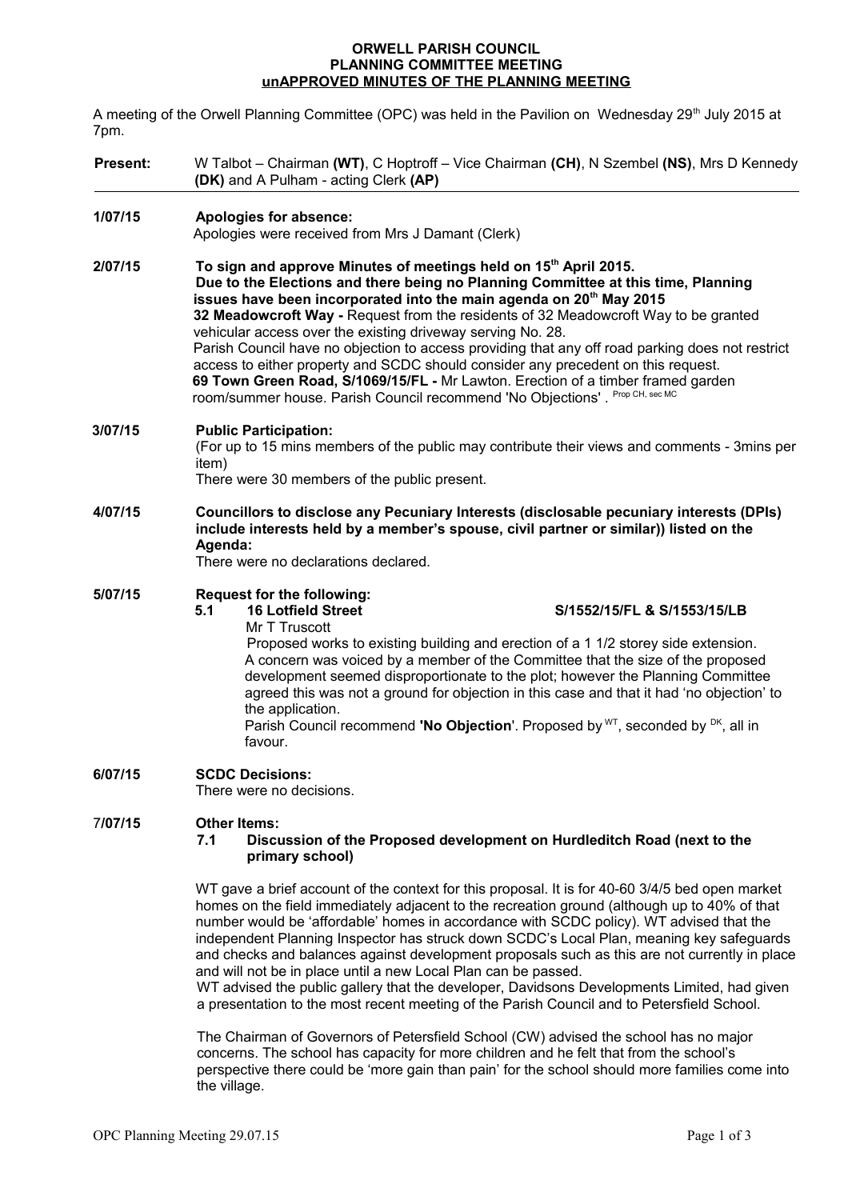**ORWELL PARISH COUNCIL**
**PLANNING COMMITTEE MEETING**
**unAPPROVED MINUTES OF THE PLANNING MEETING**

A meeting of the Orwell Planning Committee (OPC) was held in the Pavilion on Wednesday 29th July 2015 at 7pm.

| **Present:** | W Talbot – Chairman **(WT)**, C Hoptroff – Vice Chairman **(CH)**, N Szembel **(NS)**, Mrs D Kennedy **(DK)** and A Pulham - acting Clerk **(AP)** |
|---|---|

**1/07/15 Apologies for absence:**

Apologies were received from Mrs J Damant (Clerk)

**2/07/15 To sign and approve Minutes of meetings held on 15th April 2015.**

**Due to the Elections and there being no Planning Committee at this time, Planning issues have been incorporated into the main agenda on 20th May 2015**

**32 Meadowcroft Way -** Request from the residents of 32 Meadowcroft Way to be granted vehicular access over the existing driveway serving No. 28.

Parish Council have no objection to access providing that any off road parking does not restrict access to either property and SCDC should consider any precedent on this request.

**69 Town Green Road, S/1069/15/FL -** Mr Lawton. Erection of a timber framed garden room/summer house. Parish Council recommend 'No Objections' . Prop CH, sec MC

**3/07/15 Public Participation:**

(For up to 15 mins members of the public may contribute their views and comments - 3mins per item)

There were 30 members of the public present.

**4/07/15 Councillors to disclose any Pecuniary Interests (disclosable pecuniary interests (DPIs) include interests held by a member's spouse, civil partner or similar)) listed on the Agenda:**

There were no declarations declared.

**5/07/15 Request for the following:**

**5.1 16 Lotfield Street S/1552/15/FL & S/1553/15/LB**

Mr T Truscott

Proposed works to existing building and erection of a 1 1/2 storey side extension.

A concern was voiced by a member of the Committee that the size of the proposed development seemed disproportionate to the plot; however the Planning Committee agreed this was not a ground for objection in this case and that it had 'no objection' to the application.

Parish Council recommend **'No Objection'**. Proposed by WT, seconded by DK, all in favour.

**6/07/15 SCDC Decisions:**

There were no decisions.

**7/07/15 Other Items:**

**7.1 Discussion of the Proposed development on Hurdleditch Road (next to the primary school)**

WT gave a brief account of the context for this proposal. It is for 40-60 3/4/5 bed open market homes on the field immediately adjacent to the recreation ground (although up to 40% of that number would be 'affordable' homes in accordance with SCDC policy). WT advised that the independent Planning Inspector has struck down SCDC's Local Plan, meaning key safeguards and checks and balances against development proposals such as this are not currently in place and will not be in place until a new Local Plan can be passed.

WT advised the public gallery that the developer, Davidsons Developments Limited, had given a presentation to the most recent meeting of the Parish Council and to Petersfield School.

The Chairman of Governors of Petersfield School (CW) advised the school has no major concerns. The school has capacity for more children and he felt that from the school's perspective there could be 'more gain than pain' for the school should more families come into the village.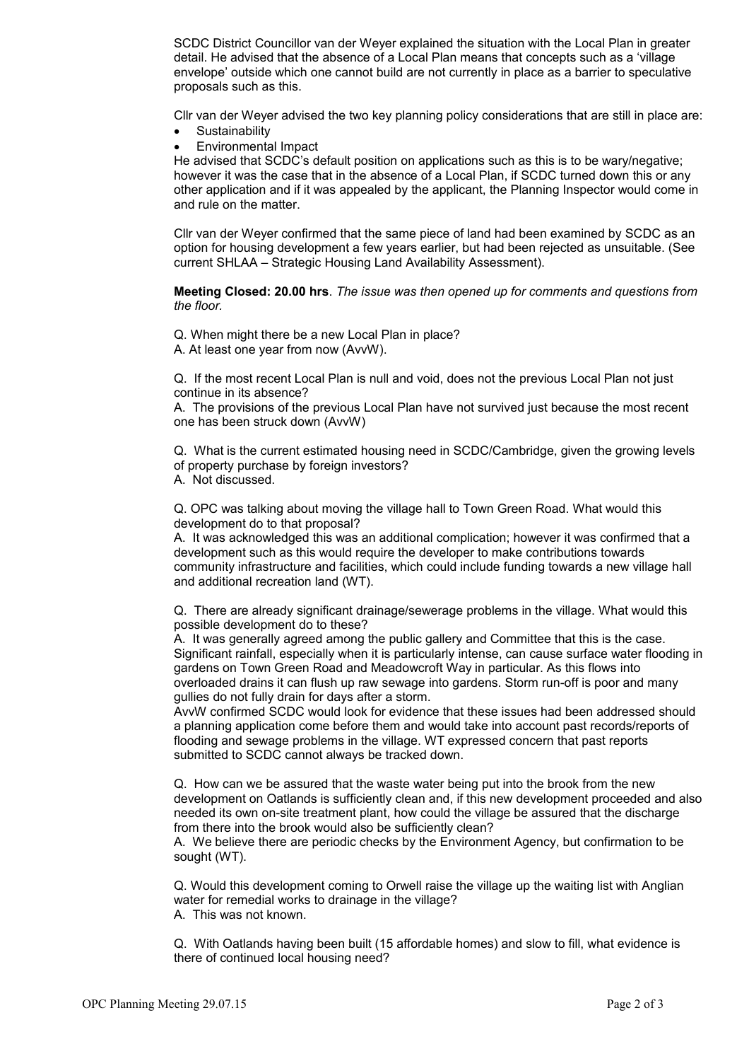SCDC District Councillor van der Weyer explained the situation with the Local Plan in greater detail. He advised that the absence of a Local Plan means that concepts such as a 'village envelope' outside which one cannot build are not currently in place as a barrier to speculative proposals such as this.

Cllr van der Weyer advised the two key planning policy considerations that are still in place are:

- Sustainability
- Environmental Impact

He advised that SCDC's default position on applications such as this is to be wary/negative; however it was the case that in the absence of a Local Plan, if SCDC turned down this or any other application and if it was appealed by the applicant, the Planning Inspector would come in and rule on the matter.

Cllr van der Weyer confirmed that the same piece of land had been examined by SCDC as an option for housing development a few years earlier, but had been rejected as unsuitable. (See current SHLAA – Strategic Housing Land Availability Assessment).

**Meeting Closed: 20.00 hrs**. *The issue was then opened up for comments and questions from the floor.*

Q. When might there be a new Local Plan in place?
A. At least one year from now (AvvW).

Q. If the most recent Local Plan is null and void, does not the previous Local Plan not just continue in its absence?
A. The provisions of the previous Local Plan have not survived just because the most recent one has been struck down (AvvW)

Q. What is the current estimated housing need in SCDC/Cambridge, given the growing levels of property purchase by foreign investors?
A. Not discussed.

Q. OPC was talking about moving the village hall to Town Green Road. What would this development do to that proposal?
A. It was acknowledged this was an additional complication; however it was confirmed that a development such as this would require the developer to make contributions towards community infrastructure and facilities, which could include funding towards a new village hall and additional recreation land (WT).

Q. There are already significant drainage/sewerage problems in the village. What would this possible development do to these?
A. It was generally agreed among the public gallery and Committee that this is the case. Significant rainfall, especially when it is particularly intense, can cause surface water flooding in gardens on Town Green Road and Meadowcroft Way in particular. As this flows into overloaded drains it can flush up raw sewage into gardens. Storm run-off is poor and many gullies do not fully drain for days after a storm.
AvvW confirmed SCDC would look for evidence that these issues had been addressed should a planning application come before them and would take into account past records/reports of flooding and sewage problems in the village. WT expressed concern that past reports submitted to SCDC cannot always be tracked down.

Q. How can we be assured that the waste water being put into the brook from the new development on Oatlands is sufficiently clean and, if this new development proceeded and also needed its own on-site treatment plant, how could the village be assured that the discharge from there into the brook would also be sufficiently clean?
A. We believe there are periodic checks by the Environment Agency, but confirmation to be sought (WT).

Q. Would this development coming to Orwell raise the village up the waiting list with Anglian water for remedial works to drainage in the village?
A. This was not known.

Q. With Oatlands having been built (15 affordable homes) and slow to fill, what evidence is there of continued local housing need?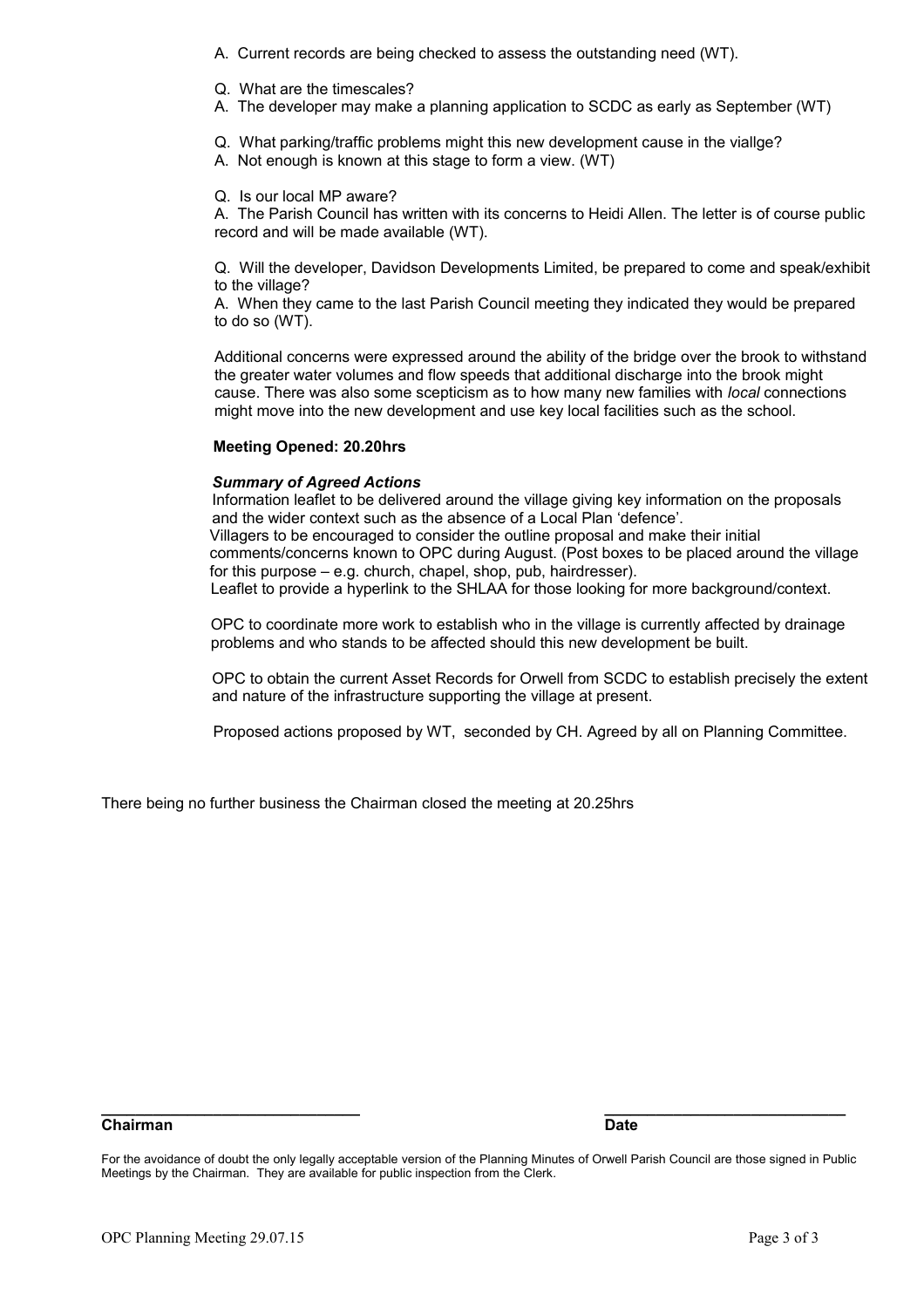A. Current records are being checked to assess the outstanding need (WT).

Q. What are the timescales?
A. The developer may make a planning application to SCDC as early as September (WT)

Q. What parking/traffic problems might this new development cause in the viallge?
A. Not enough is known at this stage to form a view. (WT)

Q. Is our local MP aware?
A. The Parish Council has written with its concerns to Heidi Allen. The letter is of course public record and will be made available (WT).

Q. Will the developer, Davidson Developments Limited, be prepared to come and speak/exhibit to the village?
A. When they came to the last Parish Council meeting they indicated they would be prepared to do so (WT).

Additional concerns were expressed around the ability of the bridge over the brook to withstand the greater water volumes and flow speeds that additional discharge into the brook might cause. There was also some scepticism as to how many new families with *local* connections might move into the new development and use key local facilities such as the school.

**Meeting Opened: 20.20hrs**

***Summary of Agreed Actions***
Information leaflet to be delivered around the village giving key information on the proposals and the wider context such as the absence of a Local Plan 'defence'.
Villagers to be encouraged to consider the outline proposal and make their initial comments/concerns known to OPC during August. (Post boxes to be placed around the village for this purpose – e.g. church, chapel, shop, pub, hairdresser).
Leaflet to provide a hyperlink to the SHLAA for those looking for more background/context.

OPC to coordinate more work to establish who in the village is currently affected by drainage problems and who stands to be affected should this new development be built.

OPC to obtain the current Asset Records for Orwell from SCDC to establish precisely the extent and nature of the infrastructure supporting the village at present.

Proposed actions proposed by WT, seconded by CH. Agreed by all on Planning Committee.

There being no further business the Chairman closed the meeting at 20.25hrs

**Chairman** **Date**

For the avoidance of doubt the only legally acceptable version of the Planning Minutes of Orwell Parish Council are those signed in Public Meetings by the Chairman. They are available for public inspection from the Clerk.